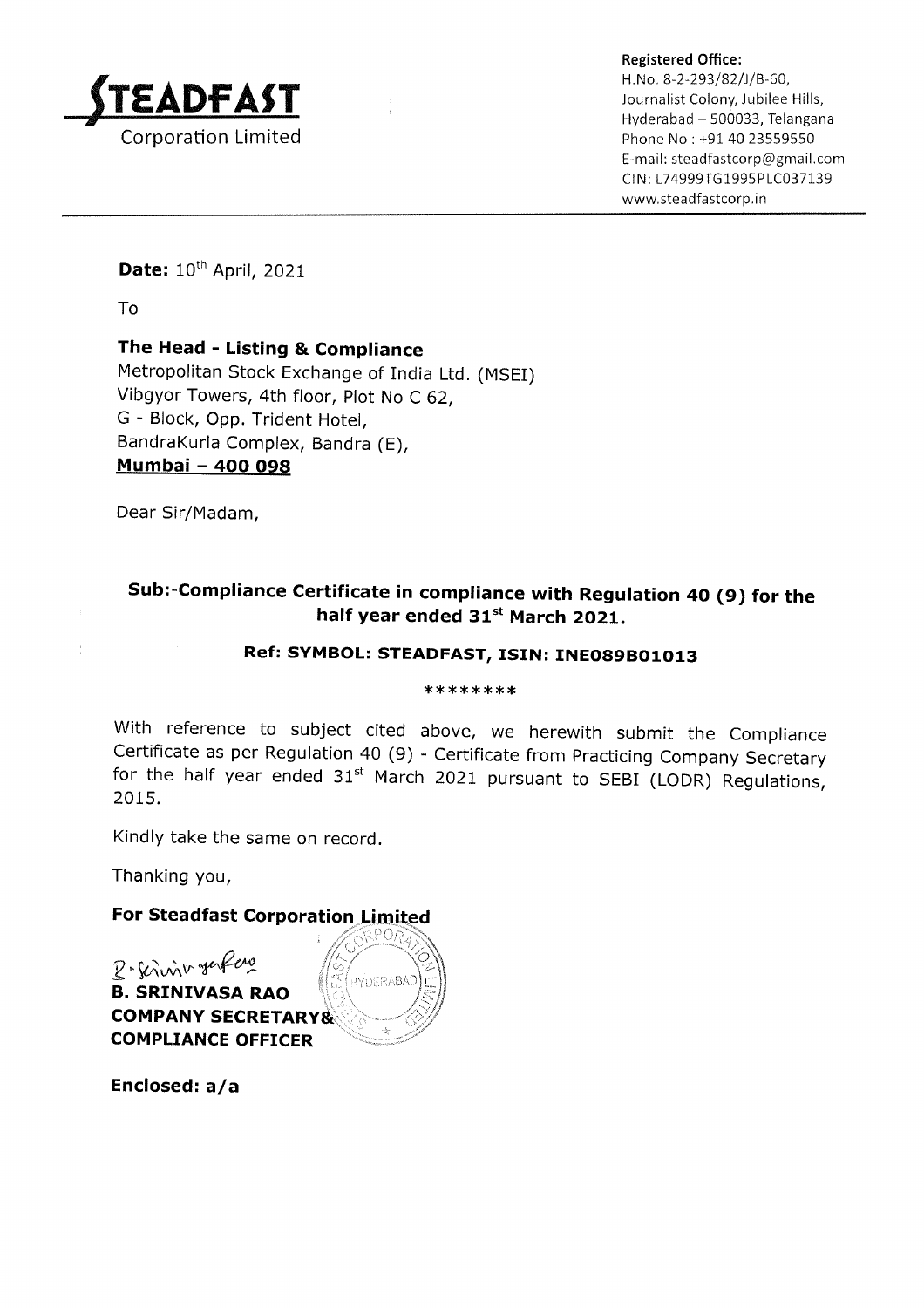**STEADFAST**
Corporation Limited

**Registered Office:**
H.No. 8-2-293/82/J/B-60,
Journalist Colony, Jubilee Hills,
Hyderabad – 500033, Telangana
Phone No : +91 40 23559550
E-mail: steadfastcorp@gmail.com
CIN: L74999TG1995PLC037139
www.steadfastcorp.in

**Date:** 10th April, 2021

To

**The Head - Listing & Compliance**
Metropolitan Stock Exchange of India Ltd. (MSEI)
Vibgyor Towers, 4th floor, Plot No C 62,
G - Block, Opp. Trident Hotel,
BandraKurla Complex, Bandra (E),
**Mumbai – 400 098**

Dear Sir/Madam,

**Sub:-Compliance Certificate in compliance with Regulation 40 (9) for the half year ended 31st March 2021.**

**Ref: SYMBOL: STEADFAST, ISIN: INE089B01013**

********

With reference to subject cited above, we herewith submit the Compliance Certificate as per Regulation 40 (9) - Certificate from Practicing Company Secretary for the half year ended 31st March 2021 pursuant to SEBI (LODR) Regulations, 2015.

Kindly take the same on record.

Thanking you,

**For Steadfast Corporation Limited**

**B. SRINIVASA RAO**
**COMPANY SECRETARY& COMPLIANCE OFFICER**

**Enclosed: a/a**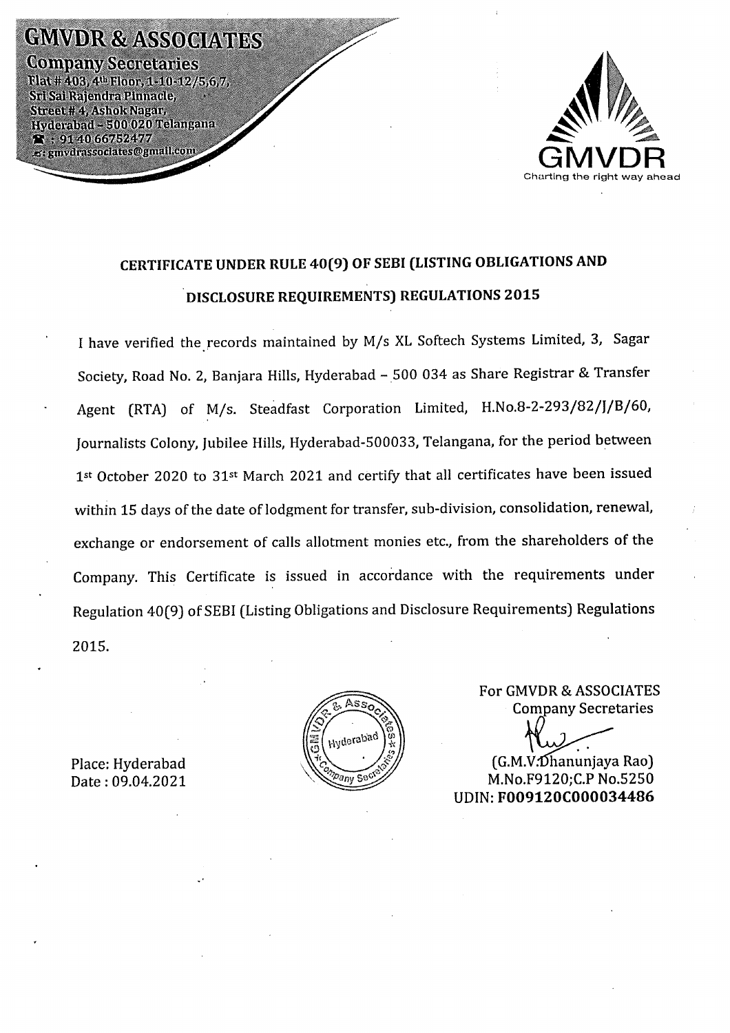**GMVDR & ASSOCIATES**
**Company Secretaries**
Flat # 403, 4[th] Floor, 1-10-12/5,6,7,
Sri Sai Rajendra Pinnacle,
Street # 4, Ashok Nagar,
Hyderabad - 500 020 Telangana
☎ : 91 40 66752477
✉: gmvdrassociates@gmail.com

GMVDR
Charting the right way ahead

## CERTIFICATE UNDER RULE 40(9) OF SEBI (LISTING OBLIGATIONS AND DISCLOSURE REQUIREMENTS) REGULATIONS 2015

I have verified the records maintained by M/s XL Softech Systems Limited, 3, Sagar Society, Road No. 2, Banjara Hills, Hyderabad – 500 034 as Share Registrar & Transfer Agent (RTA) of M/s. Steadfast Corporation Limited, H.No.8-2-293/82/J/B/60, Journalists Colony, Jubilee Hills, Hyderabad-500033, Telangana, for the period between 1[st] October 2020 to 31[st] March 2021 and certify that all certificates have been issued within 15 days of the date of lodgment for transfer, sub-division, consolidation, renewal, exchange or endorsement of calls allotment monies etc., from the shareholders of the Company. This Certificate is issued in accordance with the requirements under Regulation 40(9) of SEBI (Listing Obligations and Disclosure Requirements) Regulations 2015.

For GMVDR & ASSOCIATES
Company Secretaries

(G.M.V.Dhanunjaya Rao)
M.No.F9120;C.P No.5250
**UDIN: F009120C000034486**

Place: Hyderabad
Date : 09.04.2021